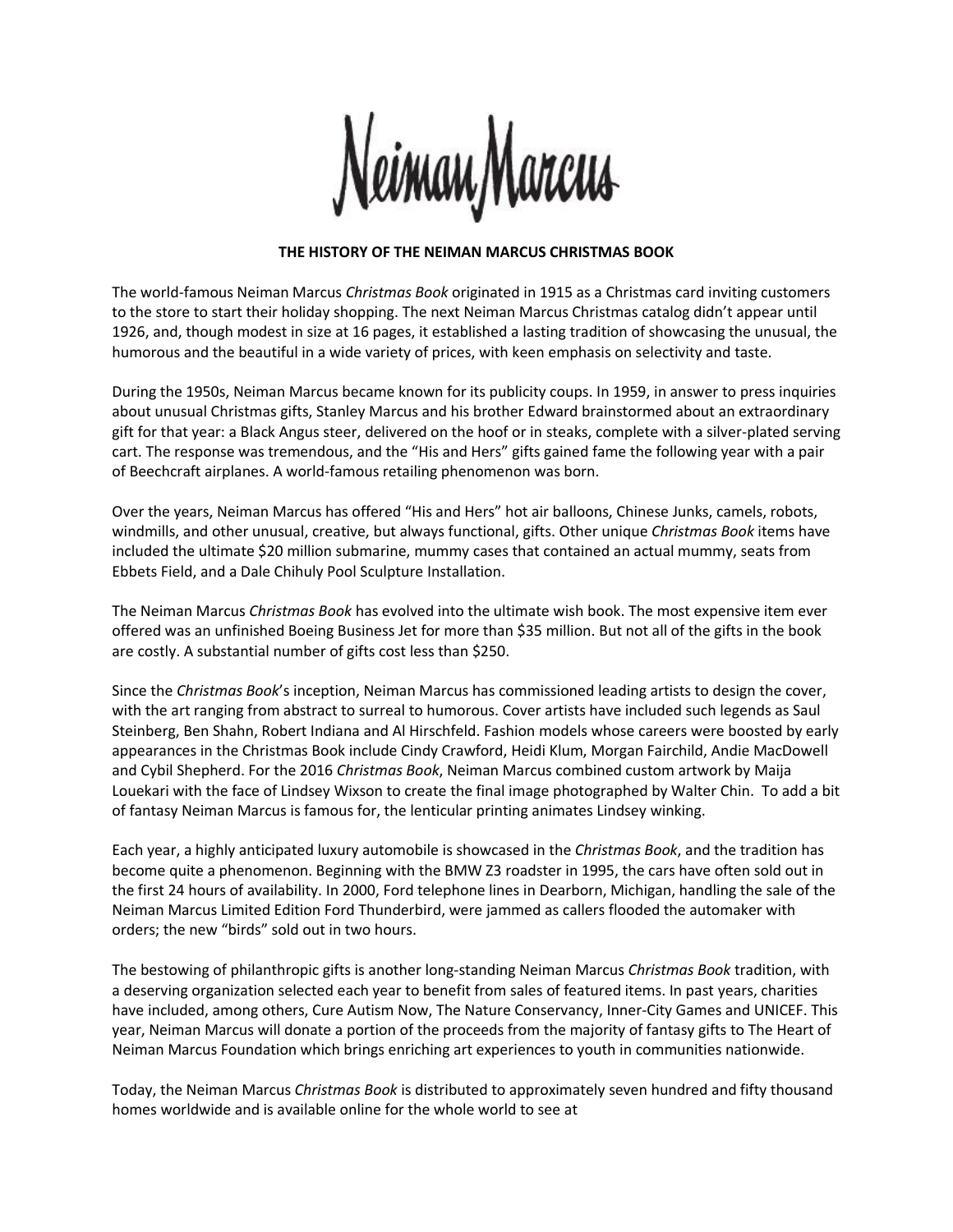# Neiman Marcus

**THE HISTORY OF THE NEIMAN MARCUS CHRISTMAS BOOK**

The world-famous Neiman Marcus *Christmas Book* originated in 1915 as a Christmas card inviting customers to the store to start their holiday shopping. The next Neiman Marcus Christmas catalog didn't appear until 1926, and, though modest in size at 16 pages, it established a lasting tradition of showcasing the unusual, the humorous and the beautiful in a wide variety of prices, with keen emphasis on selectivity and taste.

During the 1950s, Neiman Marcus became known for its publicity coups. In 1959, in answer to press inquiries about unusual Christmas gifts, Stanley Marcus and his brother Edward brainstormed about an extraordinary gift for that year: a Black Angus steer, delivered on the hoof or in steaks, complete with a silver-plated serving cart. The response was tremendous, and the "His and Hers" gifts gained fame the following year with a pair of Beechcraft airplanes. A world-famous retailing phenomenon was born.

Over the years, Neiman Marcus has offered "His and Hers" hot air balloons, Chinese Junks, camels, robots, windmills, and other unusual, creative, but always functional, gifts. Other unique *Christmas Book* items have included the ultimate $20 million submarine, mummy cases that contained an actual mummy, seats from Ebbets Field, and a Dale Chihuly Pool Sculpture Installation.

The Neiman Marcus *Christmas Book* has evolved into the ultimate wish book. The most expensive item ever offered was an unfinished Boeing Business Jet for more than $35 million. But not all of the gifts in the book are costly. A substantial number of gifts cost less than $250.

Since the *Christmas Book*'s inception, Neiman Marcus has commissioned leading artists to design the cover, with the art ranging from abstract to surreal to humorous. Cover artists have included such legends as Saul Steinberg, Ben Shahn, Robert Indiana and Al Hirschfeld. Fashion models whose careers were boosted by early appearances in the Christmas Book include Cindy Crawford, Heidi Klum, Morgan Fairchild, Andie MacDowell and Cybil Shepherd. For the 2016 *Christmas Book*, Neiman Marcus combined custom artwork by Maija Louekari with the face of Lindsey Wixson to create the final image photographed by Walter Chin. To add a bit of fantasy Neiman Marcus is famous for, the lenticular printing animates Lindsey winking.

Each year, a highly anticipated luxury automobile is showcased in the *Christmas Book*, and the tradition has become quite a phenomenon. Beginning with the BMW Z3 roadster in 1995, the cars have often sold out in the first 24 hours of availability. In 2000, Ford telephone lines in Dearborn, Michigan, handling the sale of the Neiman Marcus Limited Edition Ford Thunderbird, were jammed as callers flooded the automaker with orders; the new "birds" sold out in two hours.

The bestowing of philanthropic gifts is another long-standing Neiman Marcus *Christmas Book* tradition, with a deserving organization selected each year to benefit from sales of featured items. In past years, charities have included, among others, Cure Autism Now, The Nature Conservancy, Inner-City Games and UNICEF. This year, Neiman Marcus will donate a portion of the proceeds from the majority of fantasy gifts to The Heart of Neiman Marcus Foundation which brings enriching art experiences to youth in communities nationwide.

Today, the Neiman Marcus *Christmas Book* is distributed to approximately seven hundred and fifty thousand homes worldwide and is available online for the whole world to see at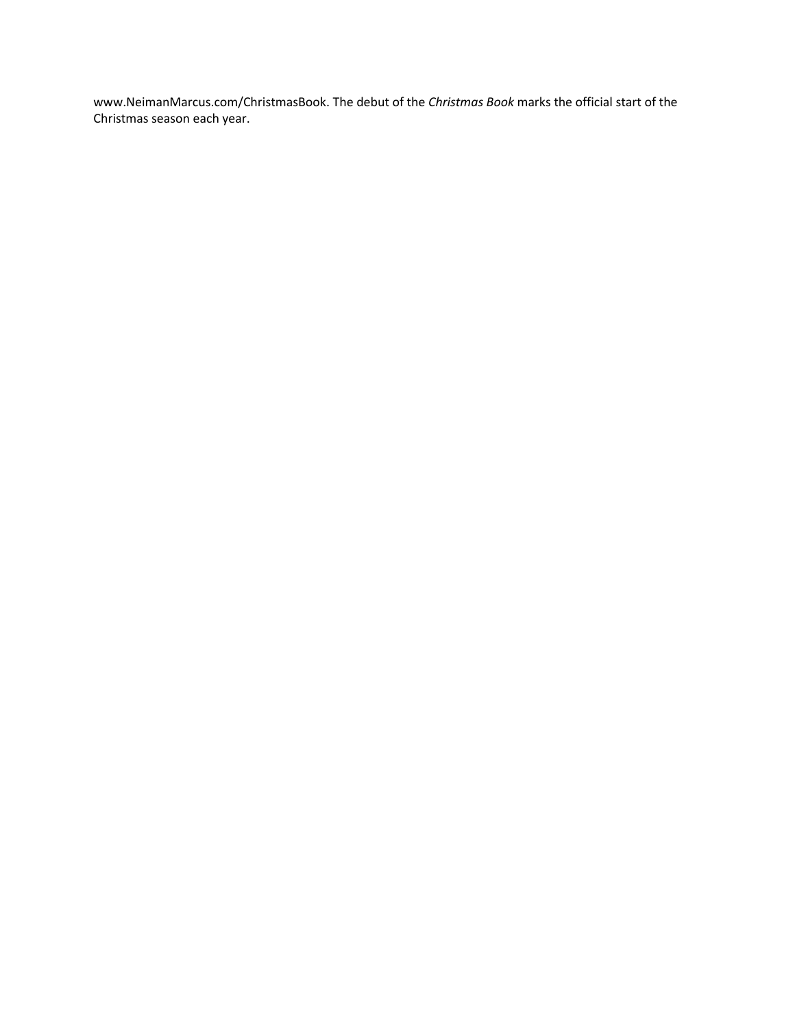www.NeimanMarcus.com/ChristmasBook. The debut of the *Christmas Book* marks the official start of the Christmas season each year.